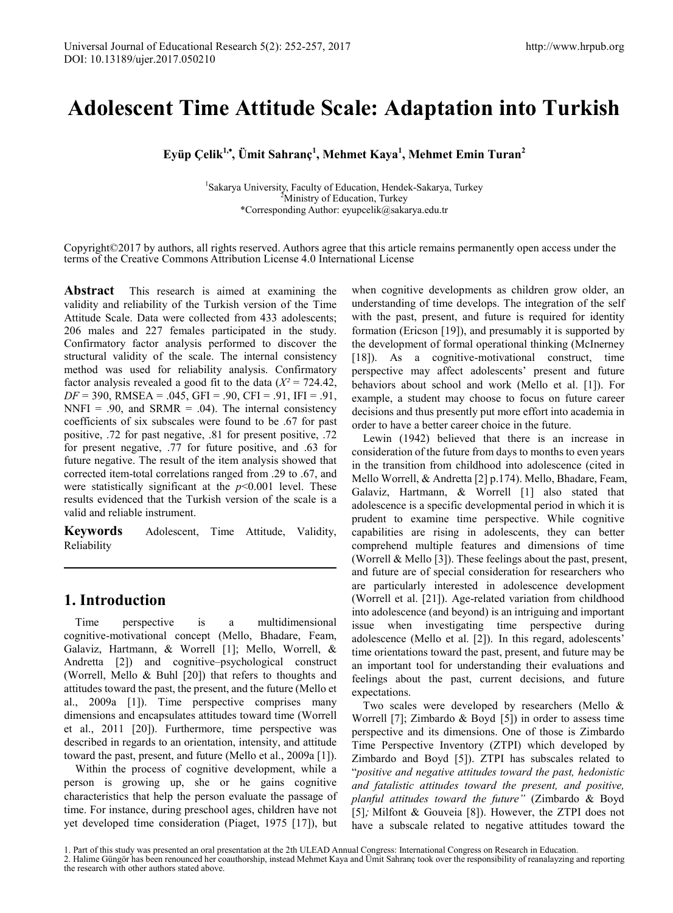# Adolescent Time Attitude Scale: Adaptation into Turkish

**Eyüp Çelik[1,*], Ümit Sahranç[1], Mehmet Kaya[1], Mehmet Emin Turan[2]**

[1]Sakarya University, Faculty of Education, Hendek-Sakarya, Turkey
[2]Ministry of Education, Turkey
*Corresponding Author: eyupcelik@sakarya.edu.tr

Copyright©2017 by authors, all rights reserved. Authors agree that this article remains permanently open access under the terms of the Creative Commons Attribution License 4.0 International License

**Abstract** This research is aimed at examining the validity and reliability of the Turkish version of the Time Attitude Scale. Data were collected from 433 adolescents; 206 males and 227 females participated in the study. Confirmatory factor analysis performed to discover the structural validity of the scale. The internal consistency method was used for reliability analysis. Confirmatory factor analysis revealed a good fit to the data ($X^2$ = 724.42, *DF* = 390, RMSEA = .045, GFI = .90, CFI = .91, IFI = .91, NNFI = .90, and SRMR = .04). The internal consistency coefficients of six subscales were found to be .67 for past positive, .72 for past negative, .81 for present positive, .72 for present negative, .77 for future positive, and .63 for future negative. The result of the item analysis showed that corrected item-total correlations ranged from .29 to .67, and were statistically significant at the $p<0.001$ level. These results evidenced that the Turkish version of the scale is a valid and reliable instrument.

**Keywords** Adolescent, Time Attitude, Validity, Reliability

## 1. Introduction

Time perspective is a multidimensional cognitive-motivational concept (Mello, Bhadare, Feam, Galaviz, Hartmann, & Worrell [1]; Mello, Worrell, & Andretta [2]) and cognitive–psychological construct (Worrell, Mello & Buhl [20]) that refers to thoughts and attitudes toward the past, the present, and the future (Mello et al., 2009a [1]). Time perspective comprises many dimensions and encapsulates attitudes toward time (Worrell et al., 2011 [20]). Furthermore, time perspective was described in regards to an orientation, intensity, and attitude toward the past, present, and future (Mello et al., 2009a [1]).

Within the process of cognitive development, while a person is growing up, she or he gains cognitive characteristics that help the person evaluate the passage of time. For instance, during preschool ages, children have not yet developed time consideration (Piaget, 1975 [17]), but when cognitive developments as children grow older, an understanding of time develops. The integration of the self with the past, present, and future is required for identity formation (Ericson [19]), and presumably it is supported by the development of formal operational thinking (McInerney [18]). As a cognitive-motivational construct, time perspective may affect adolescents' present and future behaviors about school and work (Mello et al. [1]). For example, a student may choose to focus on future career decisions and thus presently put more effort into academia in order to have a better career choice in the future.

Lewin (1942) believed that there is an increase in consideration of the future from days to months to even years in the transition from childhood into adolescence (cited in Mello Worrell, & Andretta [2] p.174). Mello, Bhadare, Feam, Galaviz, Hartmann, & Worrell [1] also stated that adolescence is a specific developmental period in which it is prudent to examine time perspective. While cognitive capabilities are rising in adolescents, they can better comprehend multiple features and dimensions of time (Worrell & Mello [3]). These feelings about the past, present, and future are of special consideration for researchers who are particularly interested in adolescence development (Worrell et al. [21]). Age-related variation from childhood into adolescence (and beyond) is an intriguing and important issue when investigating time perspective during adolescence (Mello et al. [2]). In this regard, adolescents' time orientations toward the past, present, and future may be an important tool for understanding their evaluations and feelings about the past, current decisions, and future expectations.

Two scales were developed by researchers (Mello & Worrell [7]; Zimbardo & Boyd [5]) in order to assess time perspective and its dimensions. One of those is Zimbardo Time Perspective Inventory (ZTPI) which developed by Zimbardo and Boyd [5]). ZTPI has subscales related to "*positive and negative attitudes toward the past, hedonistic and fatalistic attitudes toward the present, and positive, planful attitudes toward the future*" (Zimbardo & Boyd [5]; Milfont & Gouveia [8]). However, the ZTPI does not have a subscale related to negative attitudes toward the

1. Part of this study was presented an oral presentation at the 2th ULEAD Annual Congress: International Congress on Research in Education.
2. Halime Güngör has been renounced her coauthorship, instead Mehmet Kaya and Ümit Sahranç took over the responsibility of reanalayzing and reporting the research with other authors stated above.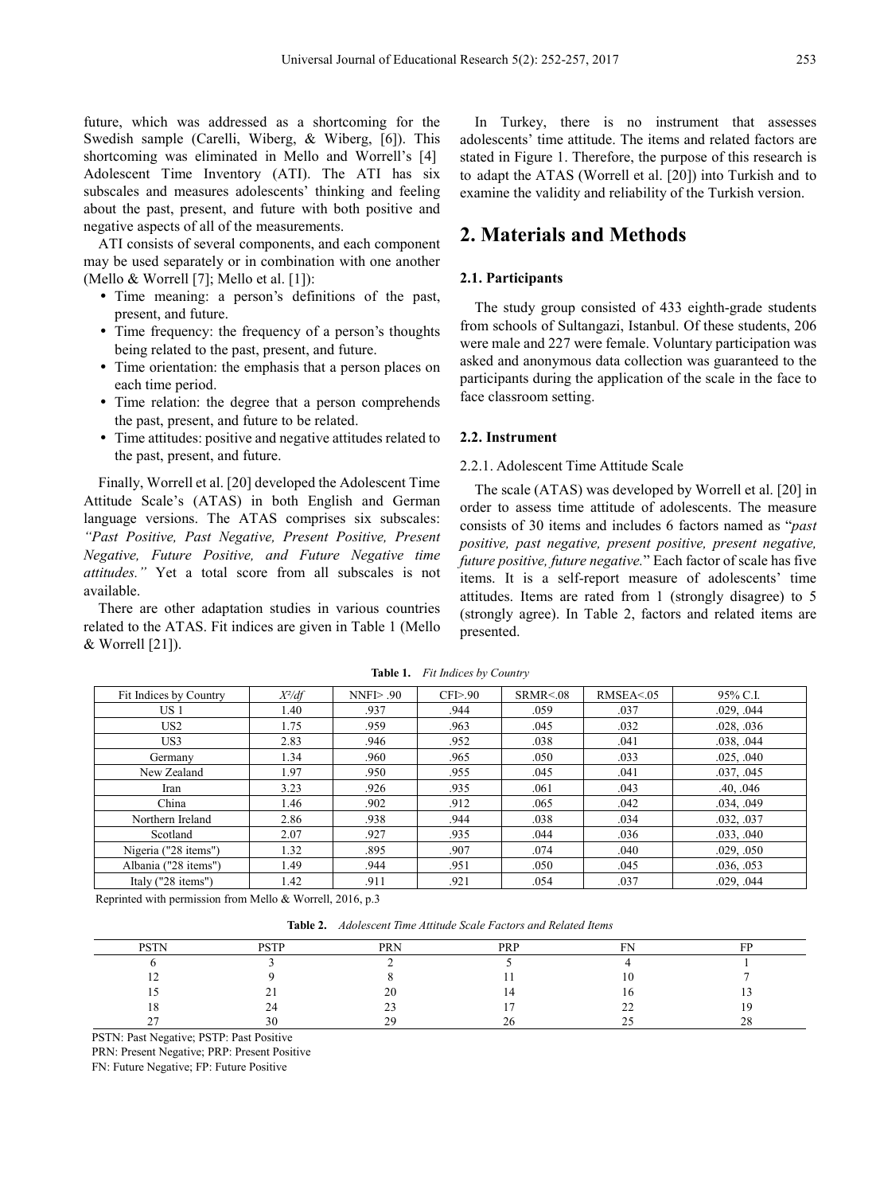future, which was addressed as a shortcoming for the Swedish sample (Carelli, Wiberg, & Wiberg, [6]). This shortcoming was eliminated in Mello and Worrell's [4] Adolescent Time Inventory (ATI). The ATI has six subscales and measures adolescents' thinking and feeling about the past, present, and future with both positive and negative aspects of all of the measurements.

ATI consists of several components, and each component may be used separately or in combination with one another (Mello & Worrell [7]; Mello et al. [1]):

- Time meaning: a person's definitions of the past, present, and future.
- Time frequency: the frequency of a person's thoughts being related to the past, present, and future.
- Time orientation: the emphasis that a person places on each time period.
- Time relation: the degree that a person comprehends the past, present, and future to be related.
- Time attitudes: positive and negative attitudes related to the past, present, and future.

Finally, Worrell et al. [20] developed the Adolescent Time Attitude Scale's (ATAS) in both English and German language versions. The ATAS comprises six subscales: *"Past Positive, Past Negative, Present Positive, Present Negative, Future Positive, and Future Negative time attitudes."* Yet a total score from all subscales is not available.

There are other adaptation studies in various countries related to the ATAS. Fit indices are given in Table 1 (Mello & Worrell [21]).

In Turkey, there is no instrument that assesses adolescents' time attitude. The items and related factors are stated in Figure 1. Therefore, the purpose of this research is to adapt the ATAS (Worrell et al. [20]) into Turkish and to examine the validity and reliability of the Turkish version.

## 2. Materials and Methods

### 2.1. Participants

The study group consisted of 433 eighth-grade students from schools of Sultangazi, Istanbul. Of these students, 206 were male and 227 were female. Voluntary participation was asked and anonymous data collection was guaranteed to the participants during the application of the scale in the face to face classroom setting.

### 2.2. Instrument

#### 2.2.1. Adolescent Time Attitude Scale

The scale (ATAS) was developed by Worrell et al. [20] in order to assess time attitude of adolescents. The measure consists of 30 items and includes 6 factors named as "*past positive, past negative, present positive, present negative, future positive, future negative.*" Each factor of scale has five items. It is a self-report measure of adolescents' time attitudes. Items are rated from 1 (strongly disagree) to 5 (strongly agree). In Table 2, factors and related items are presented.

**Table 1.** *Fit Indices by Country*

| Fit Indices by Country | $X^2/df$ | NNFI> .90 | CFI>.90 | SRMR<.08 | RMSEA<.05 | 95% C.I. |
|---|---|---|---|---|---|---|
| US 1 | 1.40 | .937 | .944 | .059 | .037 | .029, .044 |
| US2 | 1.75 | .959 | .963 | .045 | .032 | .028, .036 |
| US3 | 2.83 | .946 | .952 | .038 | .041 | .038, .044 |
| Germany | 1.34 | .960 | .965 | .050 | .033 | .025, .040 |
| New Zealand | 1.97 | .950 | .955 | .045 | .041 | .037, .045 |
| Iran | 3.23 | .926 | .935 | .061 | .043 | .40, .046 |
| China | 1.46 | .902 | .912 | .065 | .042 | .034, .049 |
| Northern Ireland | 2.86 | .938 | .944 | .038 | .034 | .032, .037 |
| Scotland | 2.07 | .927 | .935 | .044 | .036 | .033, .040 |
| Nigeria ("28 items") | 1.32 | .895 | .907 | .074 | .040 | .029, .050 |
| Albania ("28 items") | 1.49 | .944 | .951 | .050 | .045 | .036, .053 |
| Italy ("28 items") | 1.42 | .911 | .921 | .054 | .037 | .029, .044 |

Reprinted with permission from Mello & Worrell, 2016, p.3

**Table 2.** *Adolescent Time Attitude Scale Factors and Related Items*

| PSTN | PSTP | PRN | PRP | FN | FP |
|---|---|---|---|---|---|
| 6 | 3 | 2 | 5 | 4 | 1 |
| 12 | 9 | 8 | 11 | 10 | 7 |
| 15 | 21 | 20 | 14 | 16 | 13 |
| 18 | 24 | 23 | 17 | 22 | 19 |
| 27 | 30 | 29 | 26 | 25 | 28 |

PSTN: Past Negative; PSTP: Past Positive

PRN: Present Negative; PRP: Present Positive

FN: Future Negative; FP: Future Positive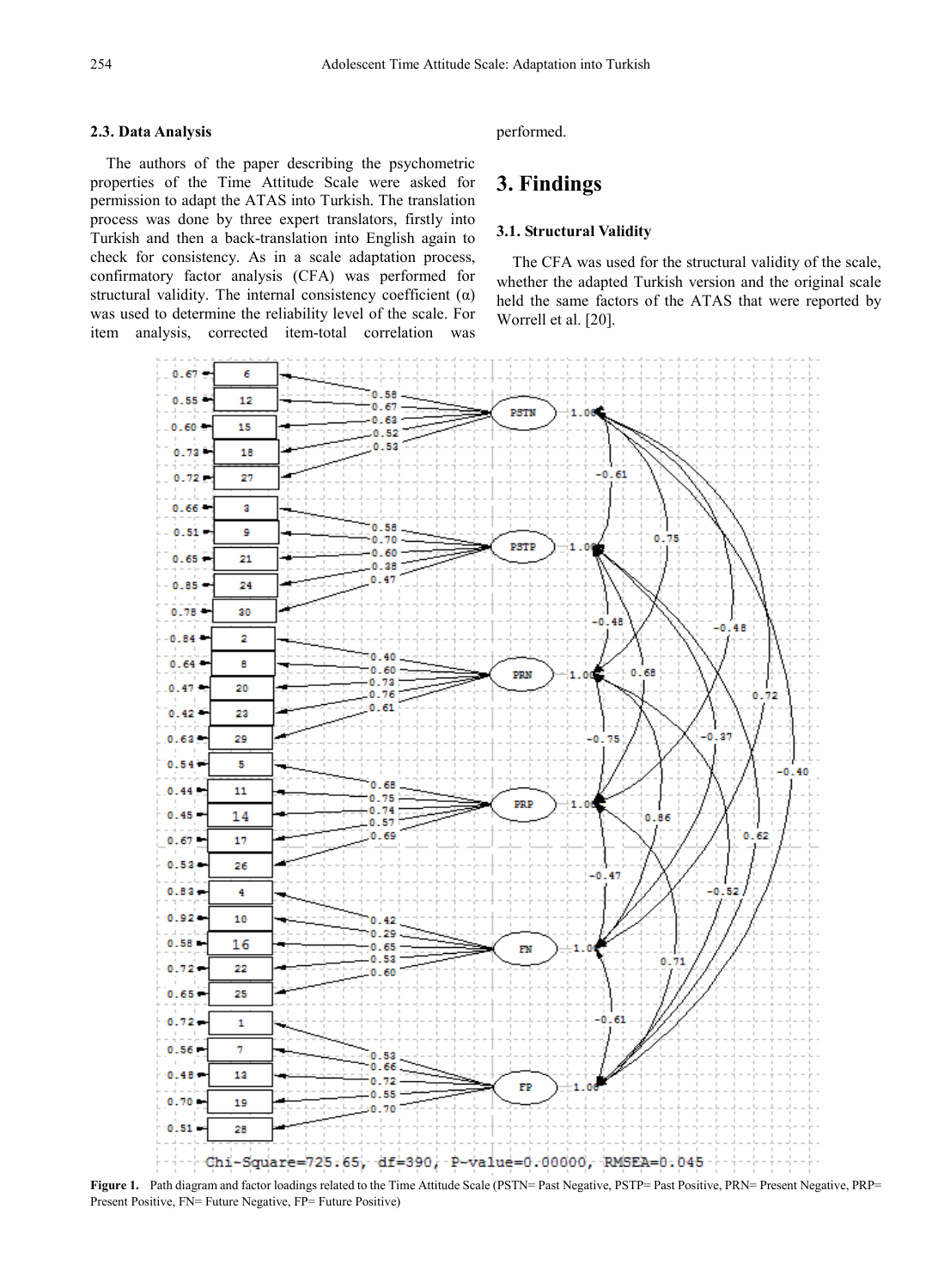### 2.3. Data Analysis

The authors of the paper describing the psychometric properties of the Time Attitude Scale were asked for permission to adapt the ATAS into Turkish. The translation process was done by three expert translators, firstly into Turkish and then a back-translation into English again to check for consistency. As in a scale adaptation process, confirmatory factor analysis (CFA) was performed for structural validity. The internal consistency coefficient (α) was used to determine the reliability level of the scale. For item analysis, corrected item-total correlation was performed.

## 3. Findings

### 3.1. Structural Validity

The CFA was used for the structural validity of the scale, whether the adapted Turkish version and the original scale held the same factors of the ATAS that were reported by Worrell et al. [20].

Chi-Square=725.65, df=390, P-value=0.00000, RMSEA=0.045

**Figure 1.** Path diagram and factor loadings related to the Time Attitude Scale (PSTN= Past Negative, PSTP= Past Positive, PRN= Present Negative, PRP= Present Positive, FN= Future Negative, FP= Future Positive)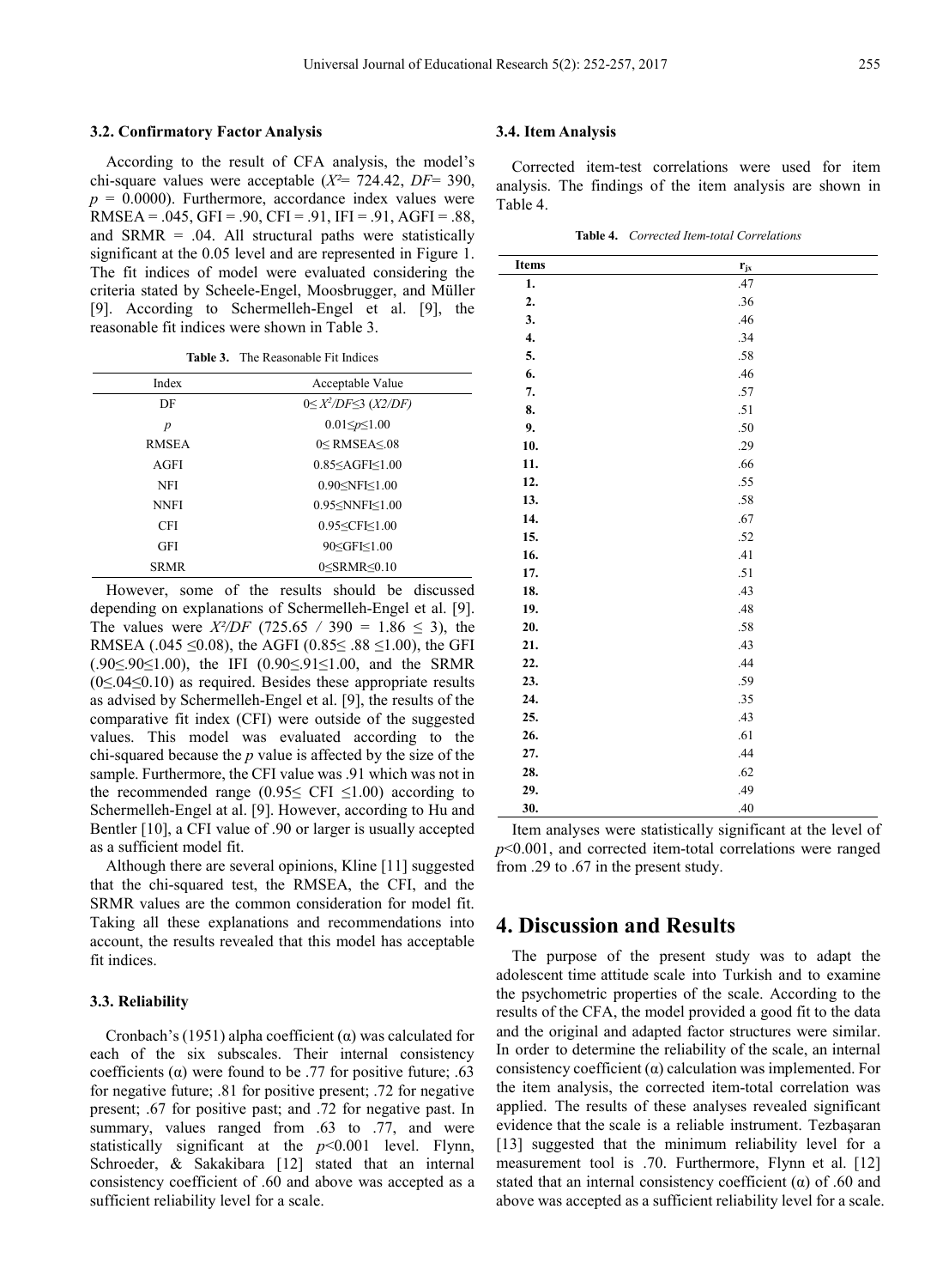### 3.2. Confirmatory Factor Analysis

According to the result of CFA analysis, the model's chi-square values were acceptable ($X^2$= 724.42, *DF*= 390, $p$ = 0.0000). Furthermore, accordance index values were RMSEA = .045, GFI = .90, CFI = .91, IFI = .91, AGFI = .88, and SRMR = .04. All structural paths were statistically significant at the 0.05 level and are represented in Figure 1. The fit indices of model were evaluated considering the criteria stated by Scheele-Engel, Moosbrugger, and Müller [9]. According to Schermelleh-Engel et al. [9], the reasonable fit indices were shown in Table 3.

**Table 3.** The Reasonable Fit Indices

| Index | Acceptable Value |
|---|---|
| DF | $0 \leq X^2/DF \leq 3$ (*X2/DF*) |
| *p* | $0.01 \leq p \leq 1.00$ |
| RMSEA | $0 \leq$ RMSEA $\leq .08$ |
| AGFI | $0.85 \leq$ AGFI $\leq 1.00$ |
| NFI | $0.90 \leq$ NFI $\leq 1.00$ |
| NNFI | $0.95 \leq$ NNFI $\leq 1.00$ |
| CFI | $0.95 \leq$ CFI $\leq 1.00$ |
| GFI | $90 \leq$ GFI $\leq 1.00$ |
| SRMR | $0 \leq$ SRMR $\leq 0.10$ |

However, some of the results should be discussed depending on explanations of Schermelleh-Engel et al. [9]. The values were $X^2/DF$ ($725.65 / 390 = 1.86 \leq 3$), the RMSEA ($.045 \leq 0.08$), the AGFI ($0.85 \leq .88 \leq 1.00$), the GFI ($.90 \leq .90 \leq 1.00$), the IFI ($0.90 \leq .91 \leq 1.00$, and the SRMR ($0 \leq .04 \leq 0.10$) as required. Besides these appropriate results as advised by Schermelleh-Engel et al. [9], the results of the comparative fit index (CFI) were outside of the suggested values. This model was evaluated according to the chi-squared because the *p* value is affected by the size of the sample. Furthermore, the CFI value was .91 which was not in the recommended range ($0.95 \leq$ CFI $\leq 1.00$) according to Schermelleh-Engel at al. [9]. However, according to Hu and Bentler [10], a CFI value of .90 or larger is usually accepted as a sufficient model fit.

Although there are several opinions, Kline [11] suggested that the chi-squared test, the RMSEA, the CFI, and the SRMR values are the common consideration for model fit. Taking all these explanations and recommendations into account, the results revealed that this model has acceptable fit indices.

### 3.3. Reliability

Cronbach's (1951) alpha coefficient (α) was calculated for each of the six subscales. Their internal consistency coefficients (α) were found to be .77 for positive future; .63 for negative future; .81 for positive present; .72 for negative present; .67 for positive past; and .72 for negative past. In summary, values ranged from .63 to .77, and were statistically significant at the $p<0.001$ level. Flynn, Schroeder, & Sakakibara [12] stated that an internal consistency coefficient of .60 and above was accepted as a sufficient reliability level for a scale.

### 3.4. Item Analysis

Corrected item-test correlations were used for item analysis. The findings of the item analysis are shown in Table 4.

**Table 4.** *Corrected Item-total Correlations*

| Items | $r_{jx}$ |
|---|---|
| **1.** | .47 |
| **2.** | .36 |
| **3.** | .46 |
| **4.** | .34 |
| **5.** | .58 |
| **6.** | .46 |
| **7.** | .57 |
| **8.** | .51 |
| **9.** | .50 |
| **10.** | .29 |
| **11.** | .66 |
| **12.** | .55 |
| **13.** | .58 |
| **14.** | .67 |
| **15.** | .52 |
| **16.** | .41 |
| **17.** | .51 |
| **18.** | .43 |
| **19.** | .48 |
| **20.** | .58 |
| **21.** | .43 |
| **22.** | .44 |
| **23.** | .59 |
| **24.** | .35 |
| **25.** | .43 |
| **26.** | .61 |
| **27.** | .44 |
| **28.** | .62 |
| **29.** | .49 |
| **30.** | .40 |

Item analyses were statistically significant at the level of $p<0.001$, and corrected item-total correlations were ranged from .29 to .67 in the present study.

## 4. Discussion and Results

The purpose of the present study was to adapt the adolescent time attitude scale into Turkish and to examine the psychometric properties of the scale. According to the results of the CFA, the model provided a good fit to the data and the original and adapted factor structures were similar. In order to determine the reliability of the scale, an internal consistency coefficient (α) calculation was implemented. For the item analysis, the corrected item-total correlation was applied. The results of these analyses revealed significant evidence that the scale is a reliable instrument. Tezbaşaran [13] suggested that the minimum reliability level for a measurement tool is .70. Furthermore, Flynn et al. [12] stated that an internal consistency coefficient (α) of .60 and above was accepted as a sufficient reliability level for a scale.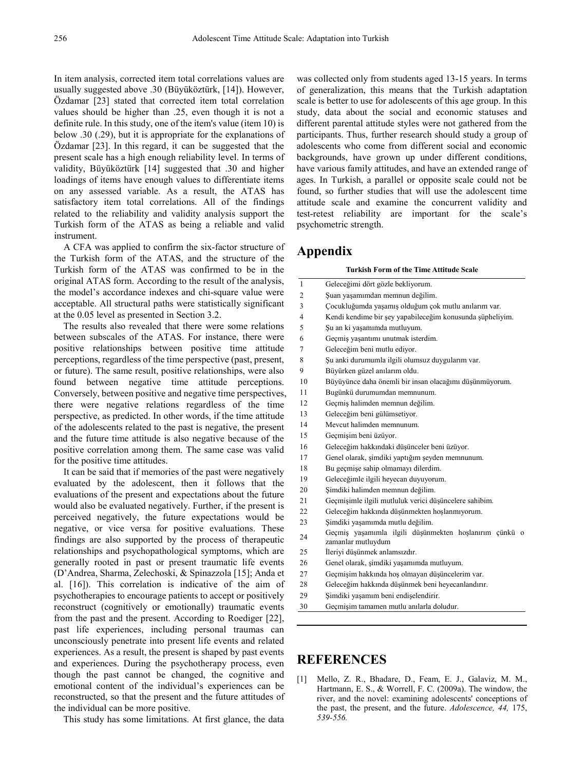In item analysis, corrected item total correlations values are usually suggested above .30 (Büyüköztürk, [14]). However, Özdamar [23] stated that corrected item total correlation values should be higher than .25, even though it is not a definite rule. In this study, one of the item's value (item 10) is below .30 (.29), but it is appropriate for the explanations of Özdamar [23]. In this regard, it can be suggested that the present scale has a high enough reliability level. In terms of validity, Büyüköztürk [14] suggested that .30 and higher loadings of items have enough values to differentiate items on any assessed variable. As a result, the ATAS has satisfactory item total correlations. All of the findings related to the reliability and validity analysis support the Turkish form of the ATAS as being a reliable and valid instrument.

A CFA was applied to confirm the six-factor structure of the Turkish form of the ATAS, and the structure of the Turkish form of the ATAS was confirmed to be in the original ATAS form. According to the result of the analysis, the model's accordance indexes and chi-square value were acceptable. All structural paths were statistically significant at the 0.05 level as presented in Section 3.2.

The results also revealed that there were some relations between subscales of the ATAS. For instance, there were positive relationships between positive time attitude perceptions, regardless of the time perspective (past, present, or future). The same result, positive relationships, were also found between negative time attitude perceptions. Conversely, between positive and negative time perspectives, there were negative relations regardless of the time perspective, as predicted. In other words, if the time attitude of the adolescents related to the past is negative, the present and the future time attitude is also negative because of the positive correlation among them. The same case was valid for the positive time attitudes.

It can be said that if memories of the past were negatively evaluated by the adolescent, then it follows that the evaluations of the present and expectations about the future would also be evaluated negatively. Further, if the present is perceived negatively, the future expectations would be negative, or vice versa for positive evaluations. These findings are also supported by the process of therapeutic relationships and psychopathological symptoms, which are generally rooted in past or present traumatic life events (D'Andrea, Sharma, Zelechoski, & Spinazzola [15]; Anda et al. [16]). This correlation is indicative of the aim of psychotherapies to encourage patients to accept or positively reconstruct (cognitively or emotionally) traumatic events from the past and the present. According to Roediger [22], past life experiences, including personal traumas can unconsciously penetrate into present life events and related experiences. As a result, the present is shaped by past events and experiences. During the psychotherapy process, even though the past cannot be changed, the cognitive and emotional content of the individual's experiences can be reconstructed, so that the present and the future attitudes of the individual can be more positive.

This study has some limitations. At first glance, the data was collected only from students aged 13-15 years. In terms of generalization, this means that the Turkish adaptation scale is better to use for adolescents of this age group. In this study, data about the social and economic statuses and different parental attitude styles were not gathered from the participants. Thus, further research should study a group of adolescents who come from different social and economic backgrounds, have grown up under different conditions, have various family attitudes, and have an extended range of ages. In Turkish, a parallel or opposite scale could not be found, so further studies that will use the adolescent time attitude scale and examine the concurrent validity and test-retest reliability are important for the scale's psychometric strength.

# Appendix

**Turkish Form of the Time Attitude Scale**

| | |
|---|---|
| 1 | Geleceğimi dört gözle bekliyorum. |
| 2 | Şuan yaşamımdan memnun değilim. |
| 3 | Çocukluğumda yaşamış olduğum çok mutlu anılarım var. |
| 4 | Kendi kendime bir şey yapabileceğim konusunda şüpheliyim. |
| 5 | Şu an ki yaşamımda mutluyum. |
| 6 | Geçmiş yaşantımı unutmak isterdim. |
| 7 | Geleceğim beni mutlu ediyor. |
| 8 | Şu anki durumumla ilgili olumsuz duygularım var. |
| 9 | Büyürken güzel anılarım oldu. |
| 10 | Büyüyünce daha önemli bir insan olacağımı düşünmüyorum. |
| 11 | Bugünkü durumumdan memnunum. |
| 12 | Geçmiş halimden memnun değilim. |
| 13 | Geleceğim beni gülümsetiyor. |
| 14 | Mevcut halimden memnunum. |
| 15 | Geçmişim beni üzüyor. |
| 16 | Geleceğim hakkındaki düşünceler beni üzüyor. |
| 17 | Genel olarak, şimdiki yaptığım şeyden memnunum. |
| 18 | Bu geçmişe sahip olmamayı dilerdim. |
| 19 | Geleceğimle ilgili heyecan duyuyorum. |
| 20 | Şimdiki halimden memnun değilim. |
| 21 | Geçmişimle ilgili mutluluk verici düşüncelere sahibim. |
| 22 | Geleceğim hakkında düşünmekten hoşlanmıyorum. |
| 23 | Şimdiki yaşamımda mutlu değilim. |
| 24 | Geçmiş yaşamımla ilgili düşünmekten hoşlanırım çünkü o zamanlar mutluydum |
| 25 | İleriyi düşünmek anlamsızdır. |
| 26 | Genel olarak, şimdiki yaşamımda mutluyum. |
| 27 | Geçmişim hakkında hoş olmayan düşüncelerim var. |
| 28 | Geleceğim hakkında düşünmek beni heyecanlandırır. |
| 29 | Şimdiki yaşamım beni endişelendirir. |
| 30 | Geçmişim tamamen mutlu anılarla doludur. |

# REFERENCES

[1] Mello, Z. R., Bhadare, D., Feam, E. J., Galaviz, M. M., Hartmann, E. S., & Worrell, F. C. (2009a). The window, the river, and the novel: examining adolescents' conceptions of the past, the present, and the future. *Adolescence, 44,* 175, *539-556.*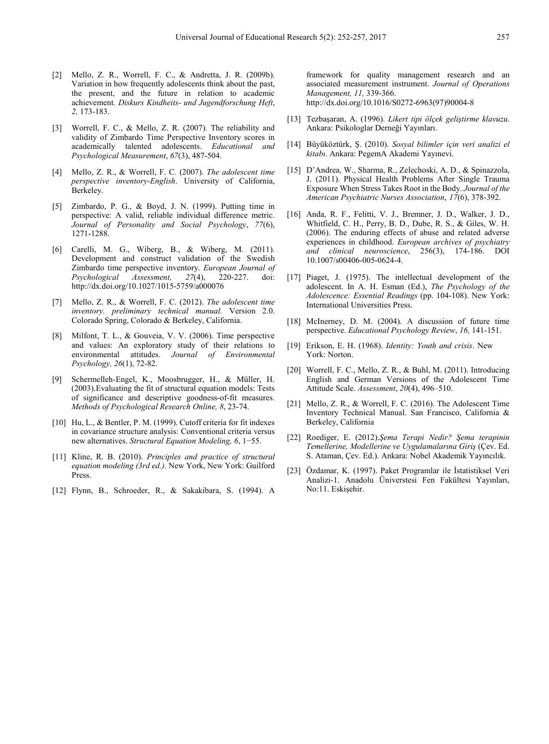[2] Mello, Z. R., Worrell, F. C., & Andretta, J. R. (2009b). Variation in how frequently adolescents think about the past, the present, and the future in relation to academic achievement. *Diskurs Kindheits- und Jugendforschung Heft*, *2,* 173-183.

[3] Worrell, F. C., & Mello, Z. R. (2007). The reliability and validity of Zimbardo Time Perspective Inventory scores in academically talented adolescents. *Educational and Psychological Measurement*, *67*(3), 487-504.

[4] Mello, Z. R., & Worrell, F. C. (2007). *The adolescent time perspective inventory-English*. University of California, Berkeley.

[5] Zimbardo, P. G., & Boyd, J. N. (1999). Putting time in perspective: A valid, reliable individual difference metric. *Journal of Personality and Social Psychology*, *77*(6), 1271-1288.

[6] Carelli, M. G., Wiberg, B., & Wiberg, M. (2011). Development and construct validation of the Swedish Zimbardo time perspective inventory. *European Journal of Psychological Assessment, 27*(4), 220-227. doi: http://dx.doi.org/10.1027/1015-5759/a000076

[7] Mello, Z. R., & Worrell, F. C. (2012). *The adolescent time inventory. preliminary technical manual.* Version 2.0. Colorado Spring, Colorado & Berkeley, California.

[8] Milfont, T. L., & Gouveia, V. V. (2006). Time perspective and values: An exploratory study of their relations to environmental attitudes. *Journal of Environmental Psychology, 26*(1), 72-82.

[9] Schermelleh-Engel, K., Moosbrugger, H., & Müller, H. (2003).Evaluating the fit of structural equation models: Tests of significance and descriptive goodness-of-fit measures. *Methods of Psychological Research Online, 8*, 23-74.

[10] Hu, L., & Bentler, P. M. (1999). Cutoff criteria for fit indexes in covariance structure analysis: Conventional criteria versus new alternatives. *Structural Equation Modeling, 6*, 1−55.

[11] Kline, R. B. (2010). *Principles and practice of structural equation modeling (3rd ed.)*. New York, New York: Guilford Press.

[12] Flynn, B., Schroeder, R., & Sakakibara, S. (1994). A framework for quality management research and an associated measurement instrument. *Journal of Operations Management, 11,* 339-366. http://dx.doi.org/10.1016/S0272-6963(97)90004-8

[13] Tezbaşaran, A. (1996). *Likert tipi ölçek geliştirme klavuzu*. Ankara: Psikologlar Derneği Yayınları.

[14] Büyüköztürk, Ş. (2010). *Sosyal bilimler için veri analizi el kitabı*. Ankara: PegemA Akademi Yayınevi.

[15] D'Andrea, W., Sharma, R., Zelechoski, A. D., & Spinazzola, J. (2011). Physical Health Problems After Single Trauma Exposure When Stress Takes Root in the Body. *Journal of the American Psychiatric Nurses Association*, *17*(6), 378-392.

[16] Anda, R. F., Felitti, V. J., Bremner, J. D., Walker, J. D., Whitfield, C. H., Perry, B. D., Dube, R. S., & Giles, W. H. (2006). The enduring effects of abuse and related adverse experiences in childhood. *European archives of psychiatry and clinical neuroscience*, 256(3), 174-186. DOI 10.1007/s00406-005-0624-4.

[17] Piaget, J. (1975). The intellectual development of the adolescent. In A. H. Esman (Ed.), *The Psychology of the Adolescence: Essential Readings* (pp. 104-108). New York: International Universities Press.

[18] McInerney, D. M. (2004). A discussion of future time perspective. *Educational Psychology Review*, *16,* 141-151.

[19] Erikson, E. H. (1968). *Identity: Youth and crisis*. New York: Norton.

[20] Worrell, F. C., Mello, Z. R., & Buhl, M. (2011). Introducing English and German Versions of the Adolescent Time Attitude Scale. *Assessment*, *20*(4), 496–510.

[21] Mello, Z. R., & Worrell, F. C. (2016). The Adolescent Time Inventory Technical Manual. San Francisco, California & Berkeley, California

[22] Roediger, E. (2012).*Şema Terapi Nedir? Şema terapinin Temellerine, Modellerine ve Uygulamalarına Giriş* (Çev. Ed. S. Ataman, Çev. Ed.). Ankara: Nobel Akademik Yayıncılık.

[23] Özdamar, K. (1997). Paket Programlar ile İstatistiksel Veri Analizi-1. Anadolu Üniverstesi Fen Fakültesi Yayınları, No:11. Eskişehir.